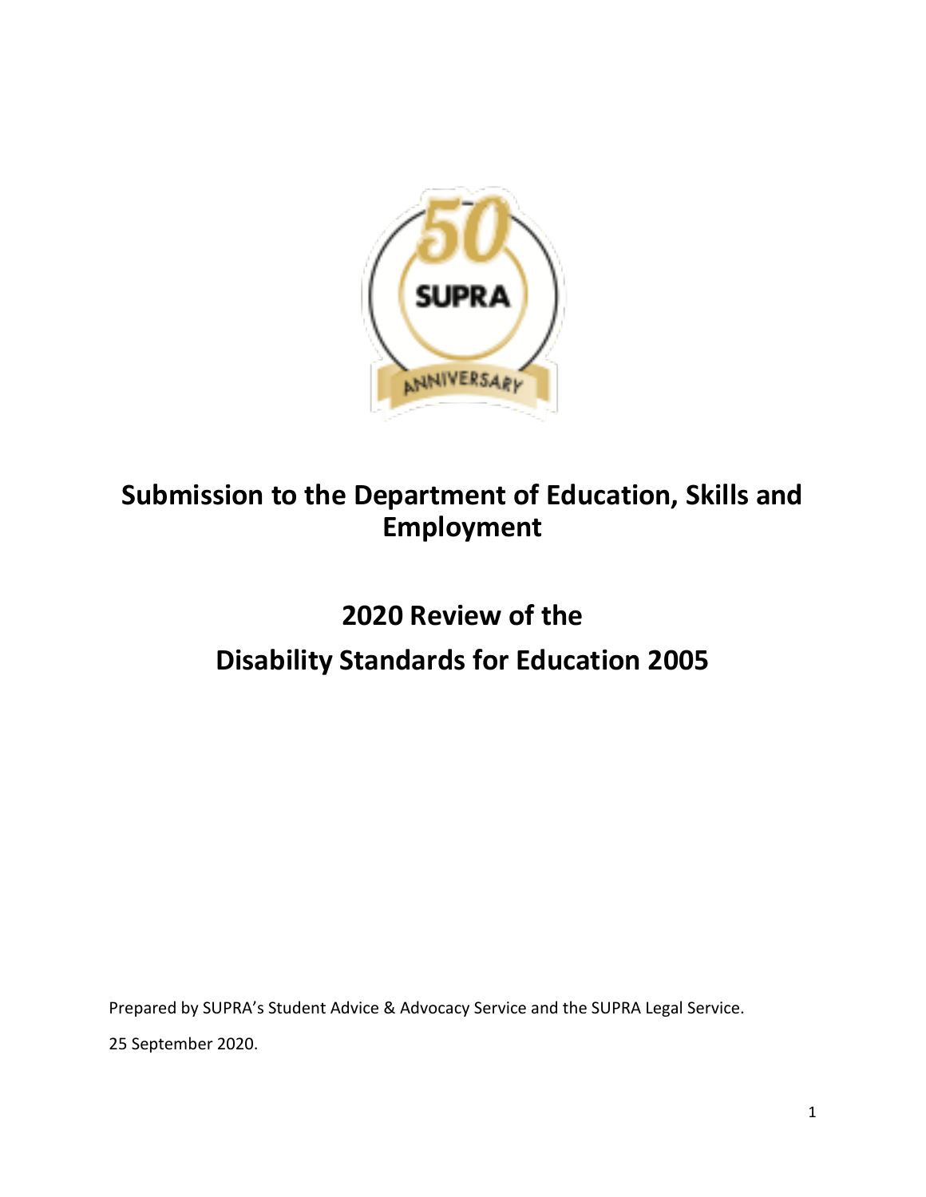# Submission to the Department of Education, Skills and Employment

# 2020 Review of the Disability Standards for Education 2005

Prepared by SUPRA's Student Advice & Advocacy Service and the SUPRA Legal Service.

25 September 2020.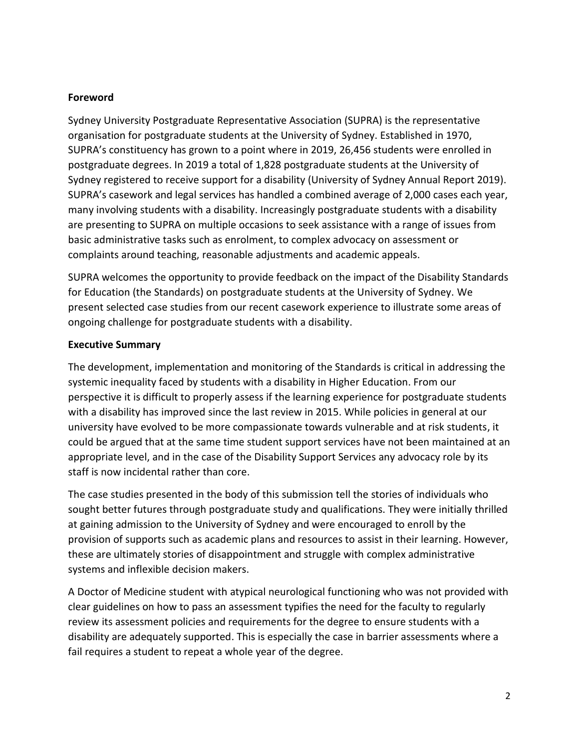**Foreword**

Sydney University Postgraduate Representative Association (SUPRA) is the representative organisation for postgraduate students at the University of Sydney. Established in 1970, SUPRA's constituency has grown to a point where in 2019, 26,456 students were enrolled in postgraduate degrees. In 2019 a total of 1,828 postgraduate students at the University of Sydney registered to receive support for a disability (University of Sydney Annual Report 2019). SUPRA's casework and legal services has handled a combined average of 2,000 cases each year, many involving students with a disability. Increasingly postgraduate students with a disability are presenting to SUPRA on multiple occasions to seek assistance with a range of issues from basic administrative tasks such as enrolment, to complex advocacy on assessment or complaints around teaching, reasonable adjustments and academic appeals.

SUPRA welcomes the opportunity to provide feedback on the impact of the Disability Standards for Education (the Standards) on postgraduate students at the University of Sydney. We present selected case studies from our recent casework experience to illustrate some areas of ongoing challenge for postgraduate students with a disability.

**Executive Summary**

The development, implementation and monitoring of the Standards is critical in addressing the systemic inequality faced by students with a disability in Higher Education. From our perspective it is difficult to properly assess if the learning experience for postgraduate students with a disability has improved since the last review in 2015. While policies in general at our university have evolved to be more compassionate towards vulnerable and at risk students, it could be argued that at the same time student support services have not been maintained at an appropriate level, and in the case of the Disability Support Services any advocacy role by its staff is now incidental rather than core.

The case studies presented in the body of this submission tell the stories of individuals who sought better futures through postgraduate study and qualifications. They were initially thrilled at gaining admission to the University of Sydney and were encouraged to enroll by the provision of supports such as academic plans and resources to assist in their learning. However, these are ultimately stories of disappointment and struggle with complex administrative systems and inflexible decision makers.

A Doctor of Medicine student with atypical neurological functioning who was not provided with clear guidelines on how to pass an assessment typifies the need for the faculty to regularly review its assessment policies and requirements for the degree to ensure students with a disability are adequately supported. This is especially the case in barrier assessments where a fail requires a student to repeat a whole year of the degree.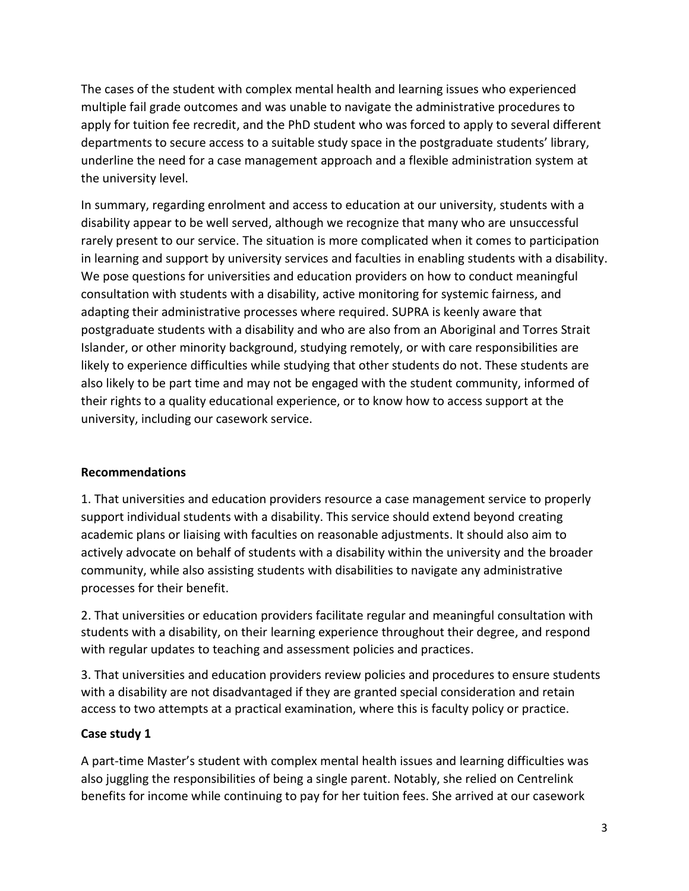The cases of the student with complex mental health and learning issues who experienced multiple fail grade outcomes and was unable to navigate the administrative procedures to apply for tuition fee recredit, and the PhD student who was forced to apply to several different departments to secure access to a suitable study space in the postgraduate students' library, underline the need for a case management approach and a flexible administration system at the university level.

In summary, regarding enrolment and access to education at our university, students with a disability appear to be well served, although we recognize that many who are unsuccessful rarely present to our service. The situation is more complicated when it comes to participation in learning and support by university services and faculties in enabling students with a disability. We pose questions for universities and education providers on how to conduct meaningful consultation with students with a disability, active monitoring for systemic fairness, and adapting their administrative processes where required. SUPRA is keenly aware that postgraduate students with a disability and who are also from an Aboriginal and Torres Strait Islander, or other minority background, studying remotely, or with care responsibilities are likely to experience difficulties while studying that other students do not. These students are also likely to be part time and may not be engaged with the student community, informed of their rights to a quality educational experience, or to know how to access support at the university, including our casework service.

**Recommendations**

1. That universities and education providers resource a case management service to properly support individual students with a disability. This service should extend beyond creating academic plans or liaising with faculties on reasonable adjustments. It should also aim to actively advocate on behalf of students with a disability within the university and the broader community, while also assisting students with disabilities to navigate any administrative processes for their benefit.

2. That universities or education providers facilitate regular and meaningful consultation with students with a disability, on their learning experience throughout their degree, and respond with regular updates to teaching and assessment policies and practices.

3. That universities and education providers review policies and procedures to ensure students with a disability are not disadvantaged if they are granted special consideration and retain access to two attempts at a practical examination, where this is faculty policy or practice.

**Case study 1**

A part-time Master's student with complex mental health issues and learning difficulties was also juggling the responsibilities of being a single parent. Notably, she relied on Centrelink benefits for income while continuing to pay for her tuition fees. She arrived at our casework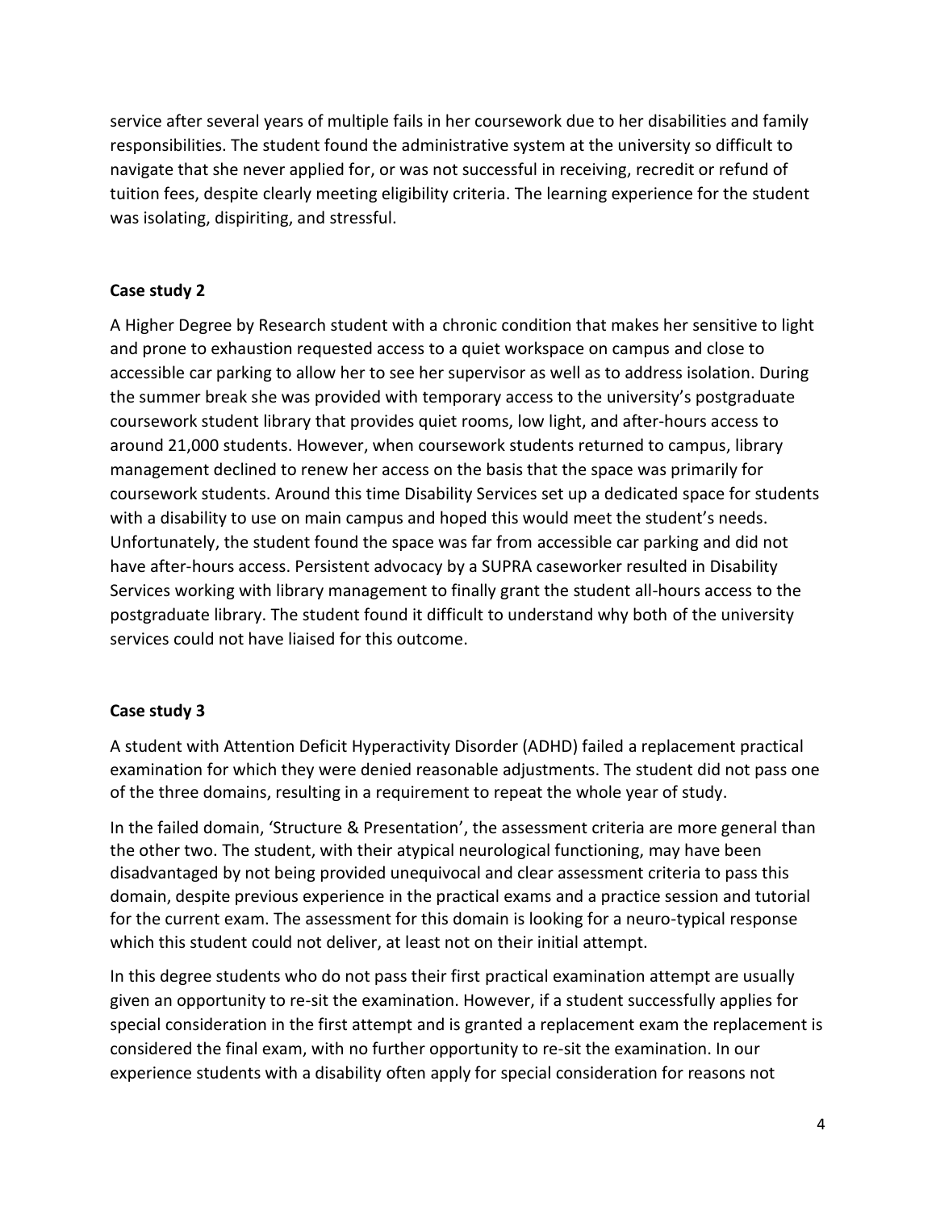service after several years of multiple fails in her coursework due to her disabilities and family responsibilities. The student found the administrative system at the university so difficult to navigate that she never applied for, or was not successful in receiving, recredit or refund of tuition fees, despite clearly meeting eligibility criteria. The learning experience for the student was isolating, dispiriting, and stressful.

**Case study 2**

A Higher Degree by Research student with a chronic condition that makes her sensitive to light and prone to exhaustion requested access to a quiet workspace on campus and close to accessible car parking to allow her to see her supervisor as well as to address isolation. During the summer break she was provided with temporary access to the university's postgraduate coursework student library that provides quiet rooms, low light, and after-hours access to around 21,000 students. However, when coursework students returned to campus, library management declined to renew her access on the basis that the space was primarily for coursework students. Around this time Disability Services set up a dedicated space for students with a disability to use on main campus and hoped this would meet the student's needs. Unfortunately, the student found the space was far from accessible car parking and did not have after-hours access. Persistent advocacy by a SUPRA caseworker resulted in Disability Services working with library management to finally grant the student all-hours access to the postgraduate library. The student found it difficult to understand why both of the university services could not have liaised for this outcome.

**Case study 3**

A student with Attention Deficit Hyperactivity Disorder (ADHD) failed a replacement practical examination for which they were denied reasonable adjustments. The student did not pass one of the three domains, resulting in a requirement to repeat the whole year of study.

In the failed domain, 'Structure & Presentation', the assessment criteria are more general than the other two. The student, with their atypical neurological functioning, may have been disadvantaged by not being provided unequivocal and clear assessment criteria to pass this domain, despite previous experience in the practical exams and a practice session and tutorial for the current exam. The assessment for this domain is looking for a neuro-typical response which this student could not deliver, at least not on their initial attempt.

In this degree students who do not pass their first practical examination attempt are usually given an opportunity to re-sit the examination. However, if a student successfully applies for special consideration in the first attempt and is granted a replacement exam the replacement is considered the final exam, with no further opportunity to re-sit the examination. In our experience students with a disability often apply for special consideration for reasons not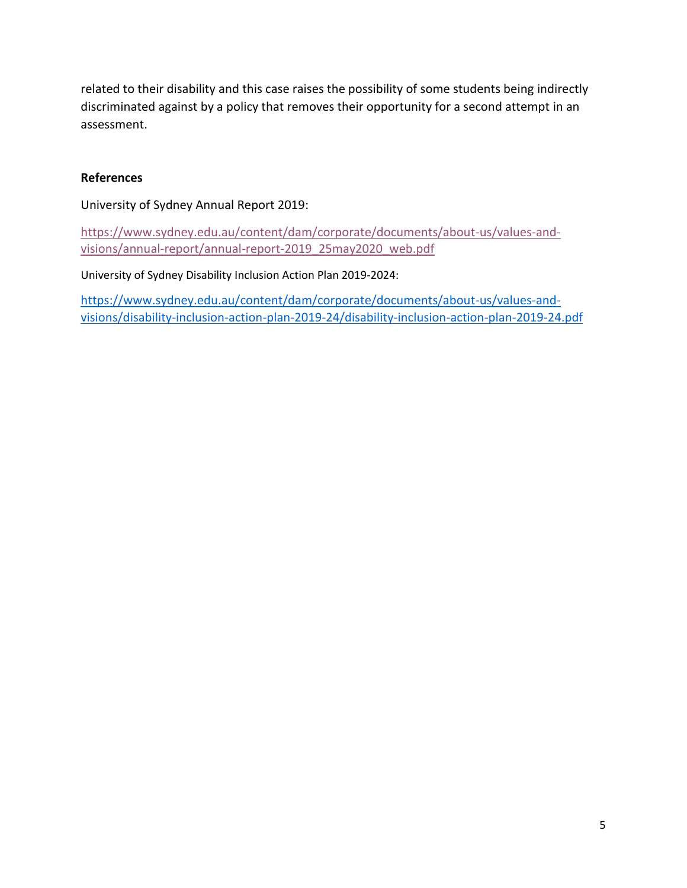related to their disability and this case raises the possibility of some students being indirectly discriminated against by a policy that removes their opportunity for a second attempt in an assessment.

**References**

University of Sydney Annual Report 2019:

https://www.sydney.edu.au/content/dam/corporate/documents/about-us/values-and-visions/annual-report/annual-report-2019_25may2020_web.pdf

University of Sydney Disability Inclusion Action Plan 2019-2024:

https://www.sydney.edu.au/content/dam/corporate/documents/about-us/values-and-visions/disability-inclusion-action-plan-2019-24/disability-inclusion-action-plan-2019-24.pdf